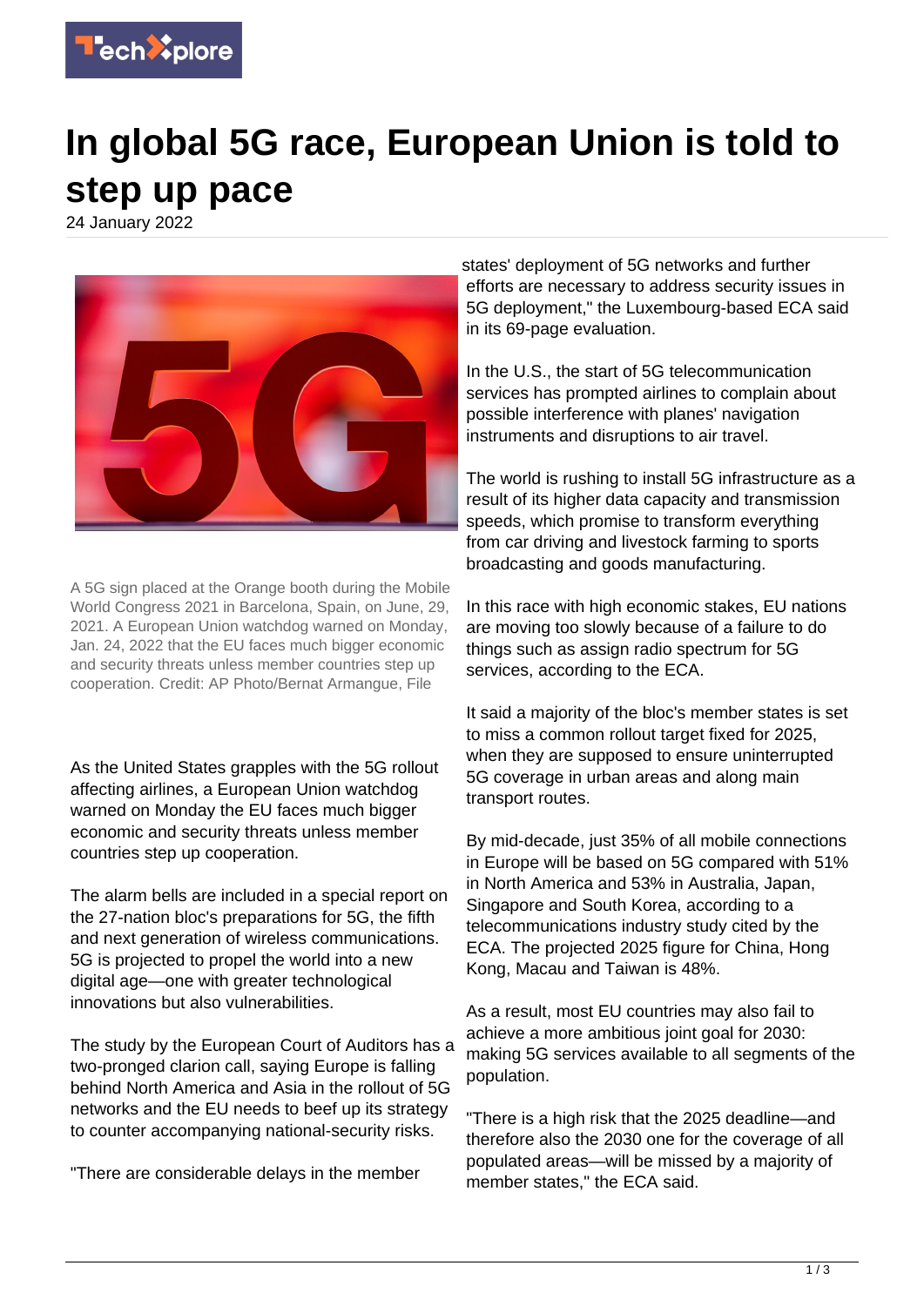# In global 5G race, European Union is told to step up pace

24 January 2022

A 5G sign placed at the Orange booth during the Mobile World Congress 2021 in Barcelona, Spain, on June, 29, 2021. A European Union watchdog warned on Monday, Jan. 24, 2022 that the EU faces much bigger economic and security threats unless member countries step up cooperation. Credit: AP Photo/Bernat Armangue, File

As the United States grapples with the 5G rollout affecting airlines, a European Union watchdog warned on Monday the EU faces much bigger economic and security threats unless member countries step up cooperation.

The alarm bells are included in a special report on the 27-nation bloc's preparations for 5G, the fifth and next generation of wireless communications. 5G is projected to propel the world into a new digital age—one with greater technological innovations but also vulnerabilities.

The study by the European Court of Auditors has a two-pronged clarion call, saying Europe is falling behind North America and Asia in the rollout of 5G networks and the EU needs to beef up its strategy to counter accompanying national-security risks.

"There are considerable delays in the member states' deployment of 5G networks and further efforts are necessary to address security issues in 5G deployment," the Luxembourg-based ECA said in its 69-page evaluation.

In the U.S., the start of 5G telecommunication services has prompted airlines to complain about possible interference with planes' navigation instruments and disruptions to air travel.

The world is rushing to install 5G infrastructure as a result of its higher data capacity and transmission speeds, which promise to transform everything from car driving and livestock farming to sports broadcasting and goods manufacturing.

In this race with high economic stakes, EU nations are moving too slowly because of a failure to do things such as assign radio spectrum for 5G services, according to the ECA.

It said a majority of the bloc's member states is set to miss a common rollout target fixed for 2025, when they are supposed to ensure uninterrupted 5G coverage in urban areas and along main transport routes.

By mid-decade, just 35% of all mobile connections in Europe will be based on 5G compared with 51% in North America and 53% in Australia, Japan, Singapore and South Korea, according to a telecommunications industry study cited by the ECA. The projected 2025 figure for China, Hong Kong, Macau and Taiwan is 48%.

As a result, most EU countries may also fail to achieve a more ambitious joint goal for 2030: making 5G services available to all segments of the population.

"There is a high risk that the 2025 deadline—and therefore also the 2030 one for the coverage of all populated areas—will be missed by a majority of member states," the ECA said.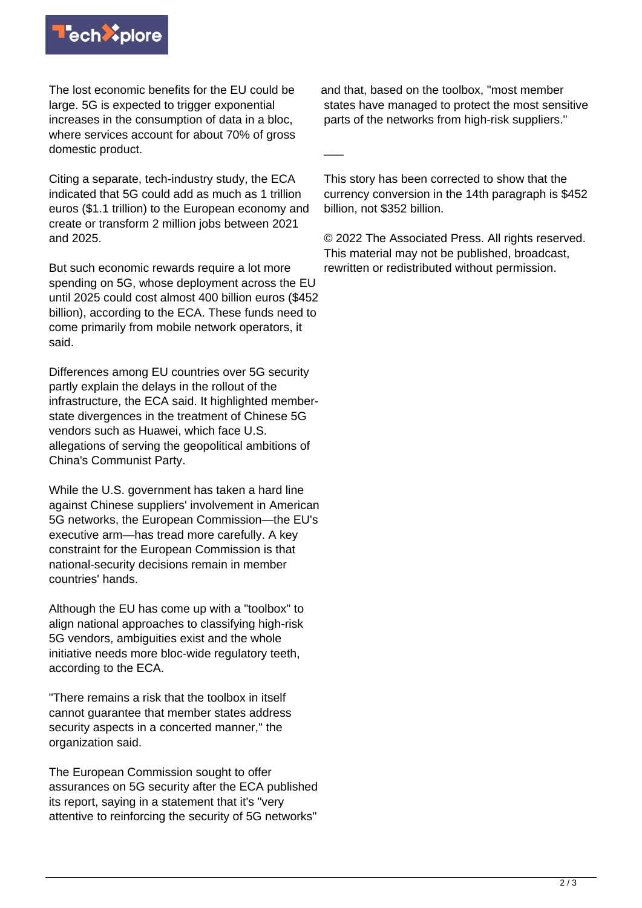The lost economic benefits for the EU could be large. 5G is expected to trigger exponential increases in the consumption of data in a bloc, where services account for about 70% of gross domestic product.

Citing a separate, tech-industry study, the ECA indicated that 5G could add as much as 1 trillion euros ($1.1 trillion) to the European economy and create or transform 2 million jobs between 2021 and 2025.

But such economic rewards require a lot more spending on 5G, whose deployment across the EU until 2025 could cost almost 400 billion euros ($452 billion), according to the ECA. These funds need to come primarily from mobile network operators, it said.

Differences among EU countries over 5G security partly explain the delays in the rollout of the infrastructure, the ECA said. It highlighted member-state divergences in the treatment of Chinese 5G vendors such as Huawei, which face U.S. allegations of serving the geopolitical ambitions of China's Communist Party.

While the U.S. government has taken a hard line against Chinese suppliers' involvement in American 5G networks, the European Commission—the EU's executive arm—has tread more carefully. A key constraint for the European Commission is that national-security decisions remain in member countries' hands.

Although the EU has come up with a "toolbox" to align national approaches to classifying high-risk 5G vendors, ambiguities exist and the whole initiative needs more bloc-wide regulatory teeth, according to the ECA.

"There remains a risk that the toolbox in itself cannot guarantee that member states address security aspects in a concerted manner," the organization said.

The European Commission sought to offer assurances on 5G security after the ECA published its report, saying in a statement that it's "very attentive to reinforcing the security of 5G networks" and that, based on the toolbox, "most member states have managed to protect the most sensitive parts of the networks from high-risk suppliers."

\_\_\_

This story has been corrected to show that the currency conversion in the 14th paragraph is $452 billion, not $352 billion.

© 2022 The Associated Press. All rights reserved. This material may not be published, broadcast, rewritten or redistributed without permission.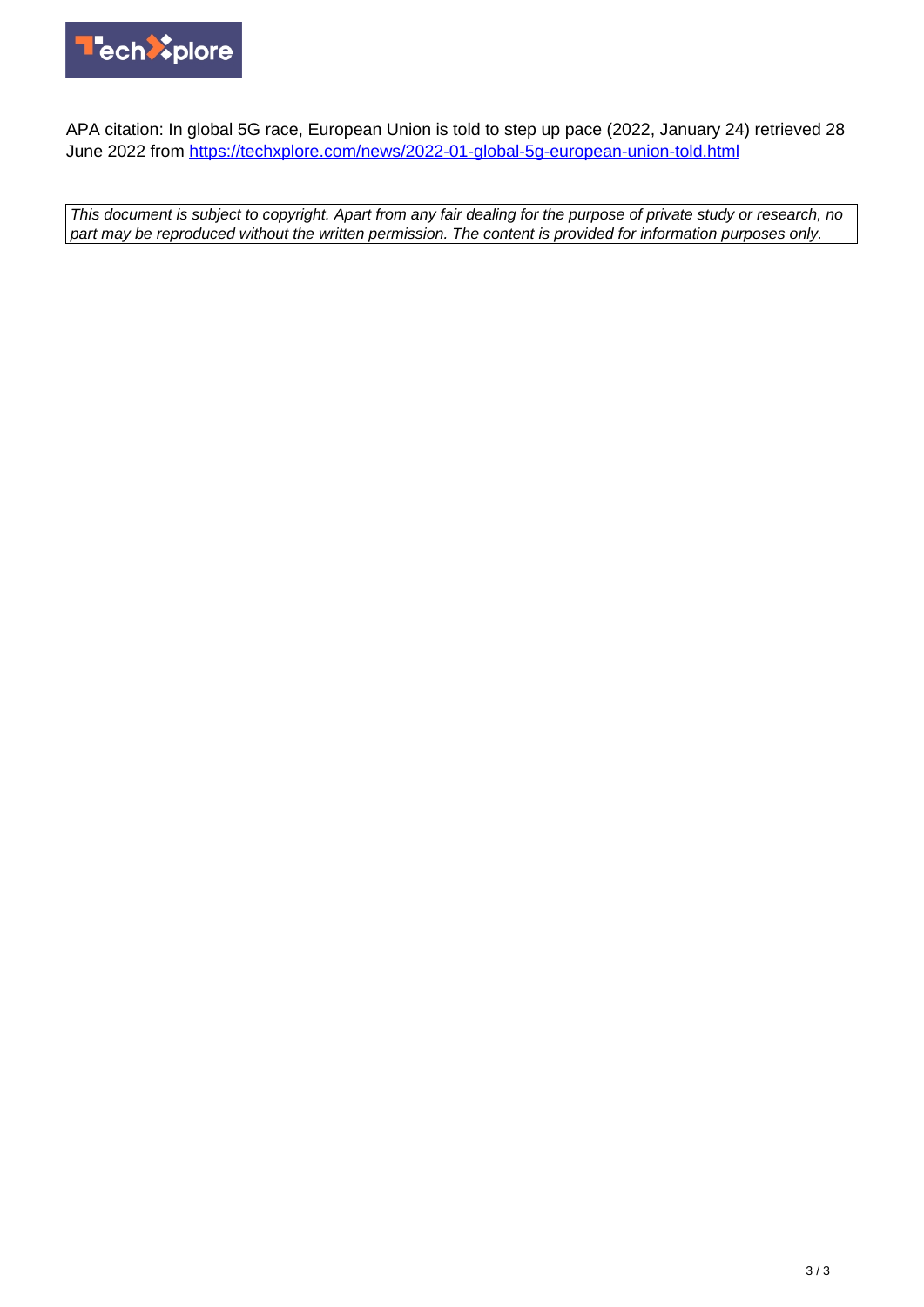APA citation: In global 5G race, European Union is told to step up pace (2022, January 24) retrieved 28 June 2022 from https://techxplore.com/news/2022-01-global-5g-european-union-told.html

*This document is subject to copyright. Apart from any fair dealing for the purpose of private study or research, no part may be reproduced without the written permission. The content is provided for information purposes only.*